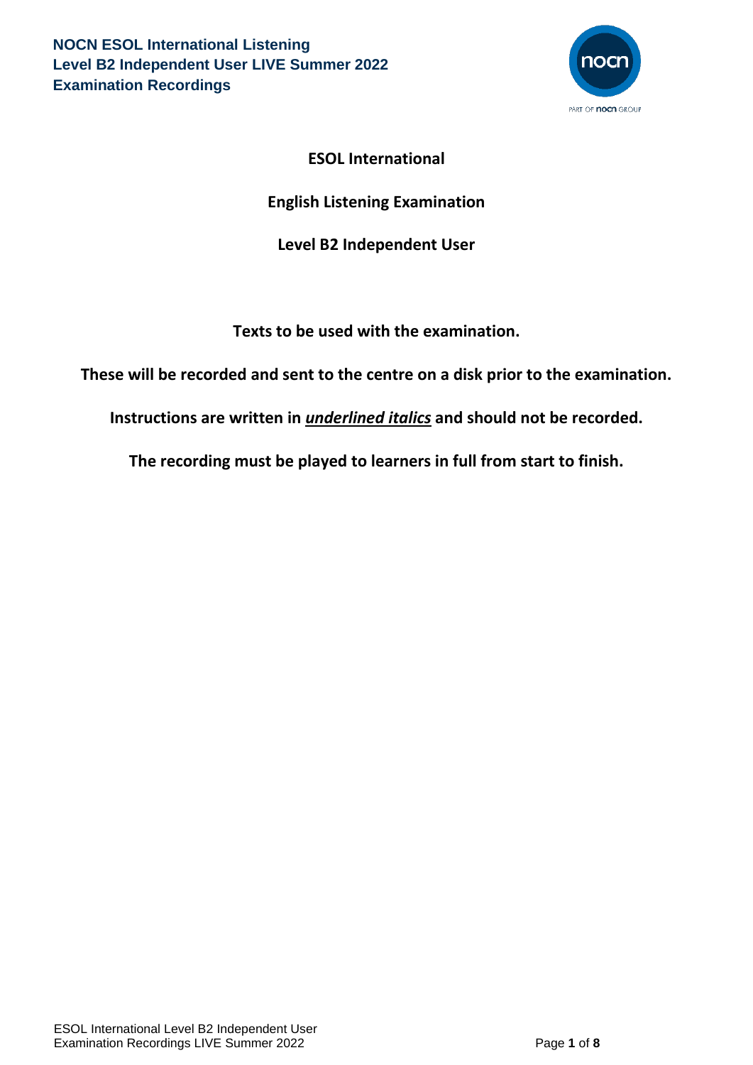# ESOL International

## English Listening Examination

## Level B2 Independent User

**Texts to be used with the examination.**

**These will be recorded and sent to the centre on a disk prior to the examination.**

**Instructions are written in *underlined italics* and should not be recorded.**

**The recording must be played to learners in full from start to finish.**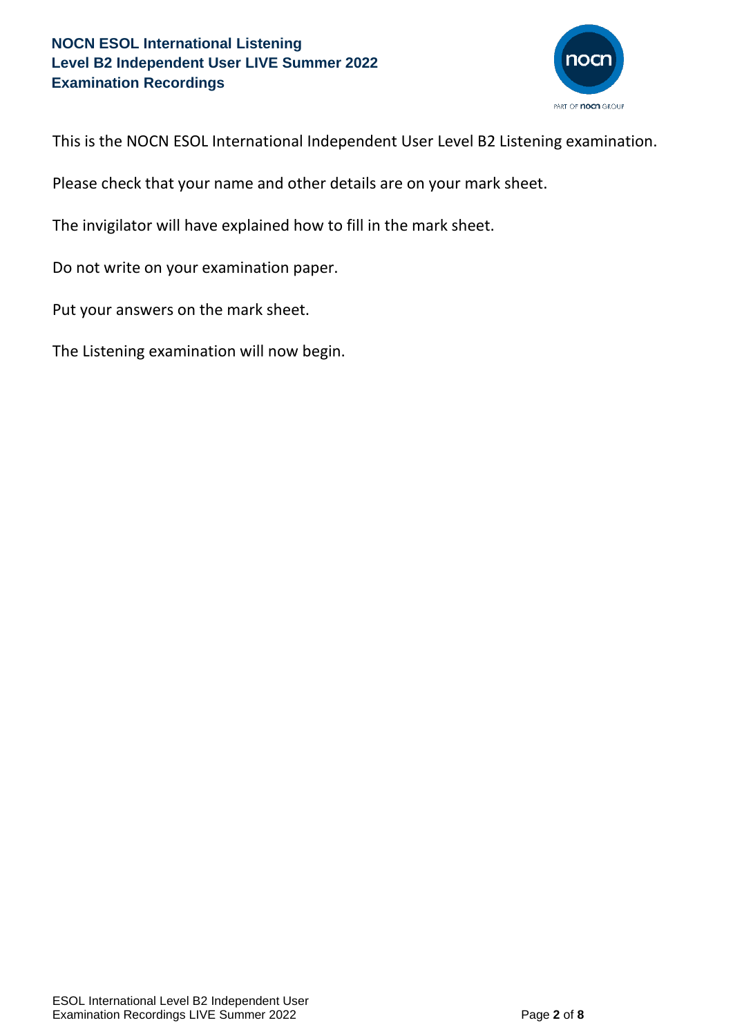This is the NOCN ESOL International Independent User Level B2 Listening examination.

Please check that your name and other details are on your mark sheet.

The invigilator will have explained how to fill in the mark sheet.

Do not write on your examination paper.

Put your answers on the mark sheet.

The Listening examination will now begin.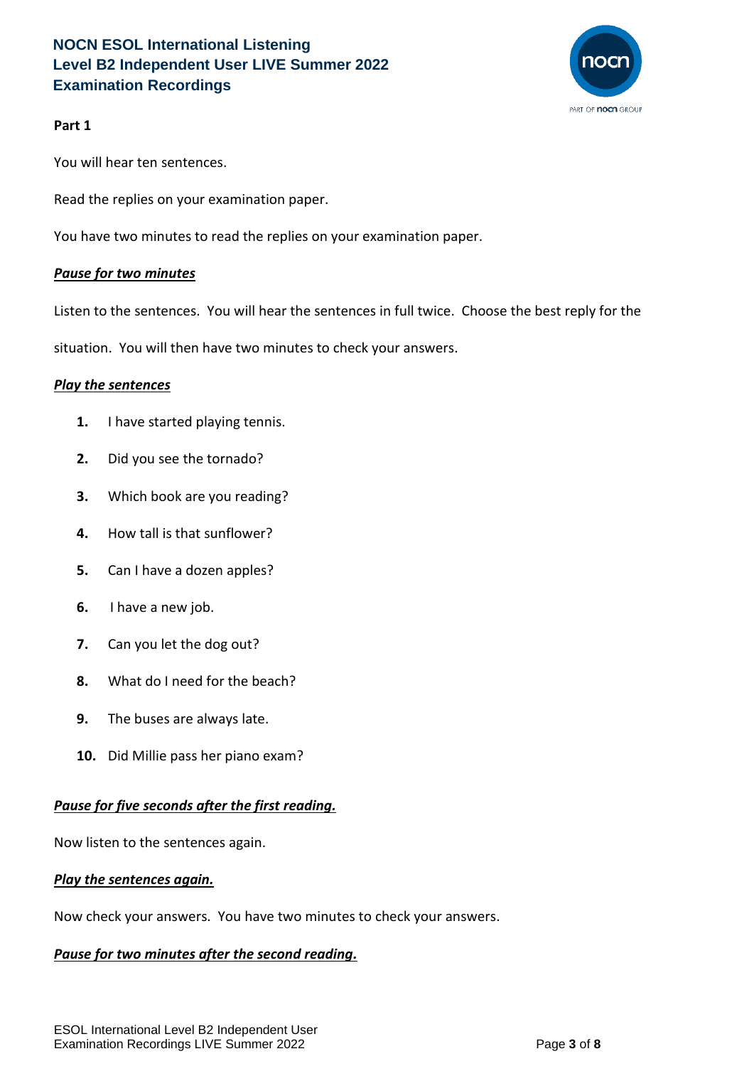**NOCN ESOL International Listening**
**Level B2 Independent User LIVE Summer 2022**
**Examination Recordings**

**Part 1**

You will hear ten sentences.

Read the replies on your examination paper.

You have two minutes to read the replies on your examination paper.

***Pause for two minutes***

Listen to the sentences. You will hear the sentences in full twice. Choose the best reply for the situation. You will then have two minutes to check your answers.

***Play the sentences***

1. I have started playing tennis.
2. Did you see the tornado?
3. Which book are you reading?
4. How tall is that sunflower?
5. Can I have a dozen apples?
6. I have a new job.
7. Can you let the dog out?
8. What do I need for the beach?
9. The buses are always late.
10. Did Millie pass her piano exam?

***Pause for five seconds after the first reading.***

Now listen to the sentences again.

***Play the sentences again.***

Now check your answers. You have two minutes to check your answers.

***Pause for two minutes after the second reading.***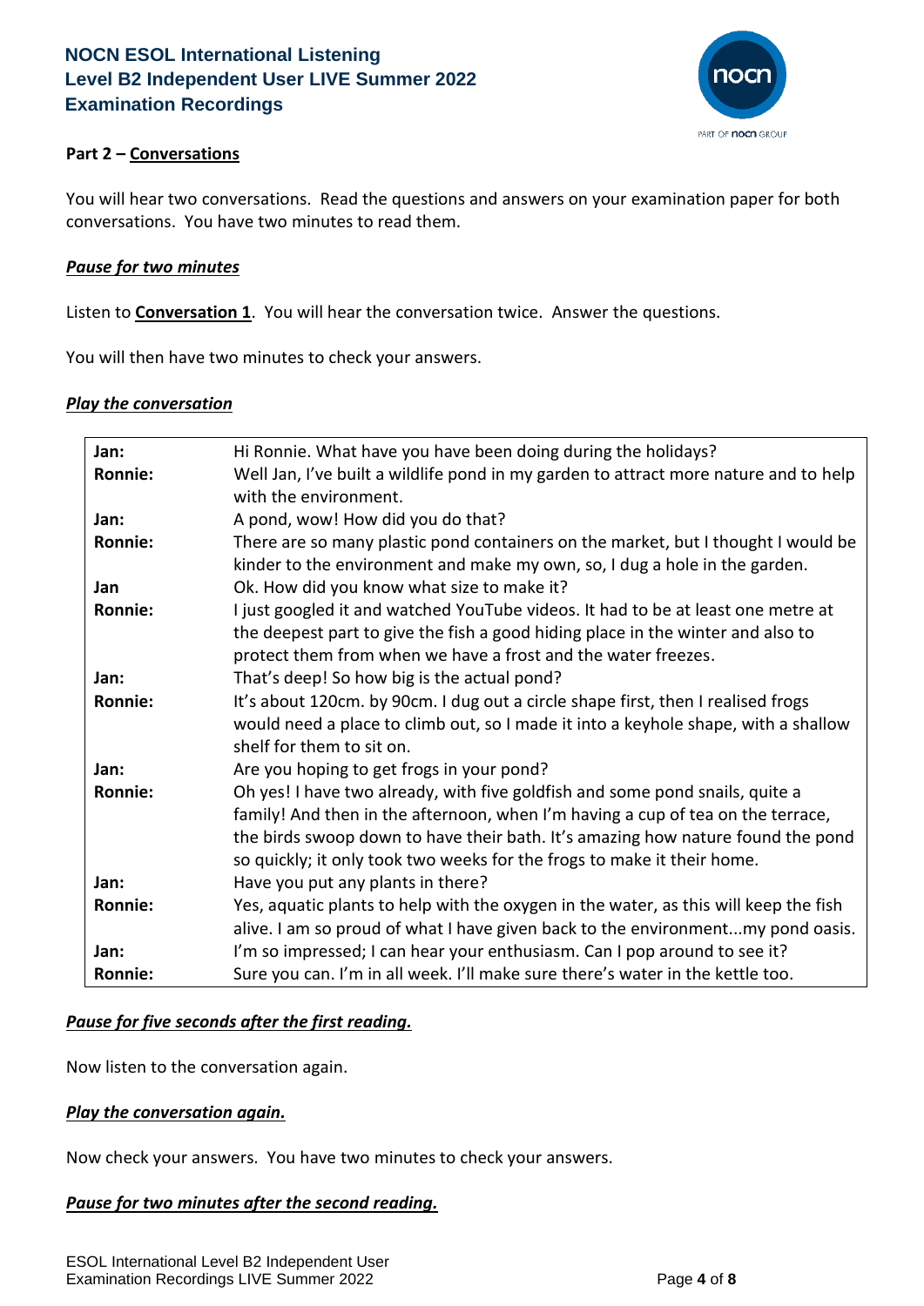**NOCN ESOL International Listening**
**Level B2 Independent User LIVE Summer 2022**
**Examination Recordings**

**Part 2 – Conversations**

You will hear two conversations. Read the questions and answers on your examination paper for both conversations. You have two minutes to read them.

***Pause for two minutes***

Listen to **Conversation 1**. You will hear the conversation twice. Answer the questions.

You will then have two minutes to check your answers.

***Play the conversation***

| | |
|---|---|
| **Jan:** | Hi Ronnie. What have you have been doing during the holidays? |
| **Ronnie:** | Well Jan, I've built a wildlife pond in my garden to attract more nature and to help with the environment. |
| **Jan:** | A pond, wow! How did you do that? |
| **Ronnie:** | There are so many plastic pond containers on the market, but I thought I would be kinder to the environment and make my own, so, I dug a hole in the garden. |
| **Jan** | Ok. How did you know what size to make it? |
| **Ronnie:** | I just googled it and watched YouTube videos. It had to be at least one metre at the deepest part to give the fish a good hiding place in the winter and also to protect them from when we have a frost and the water freezes. |
| **Jan:** | That's deep! So how big is the actual pond? |
| **Ronnie:** | It's about 120cm. by 90cm. I dug out a circle shape first, then I realised frogs would need a place to climb out, so I made it into a keyhole shape, with a shallow shelf for them to sit on. |
| **Jan:** | Are you hoping to get frogs in your pond? |
| **Ronnie:** | Oh yes! I have two already, with five goldfish and some pond snails, quite a family! And then in the afternoon, when I'm having a cup of tea on the terrace, the birds swoop down to have their bath. It's amazing how nature found the pond so quickly; it only took two weeks for the frogs to make it their home. |
| **Jan:** | Have you put any plants in there? |
| **Ronnie:** | Yes, aquatic plants to help with the oxygen in the water, as this will keep the fish alive. I am so proud of what I have given back to the environment...my pond oasis. |
| **Jan:** | I'm so impressed; I can hear your enthusiasm. Can I pop around to see it? |
| **Ronnie:** | Sure you can. I'm in all week. I'll make sure there's water in the kettle too. |

***Pause for five seconds after the first reading.***

Now listen to the conversation again.

***Play the conversation again.***

Now check your answers. You have two minutes to check your answers.

***Pause for two minutes after the second reading.***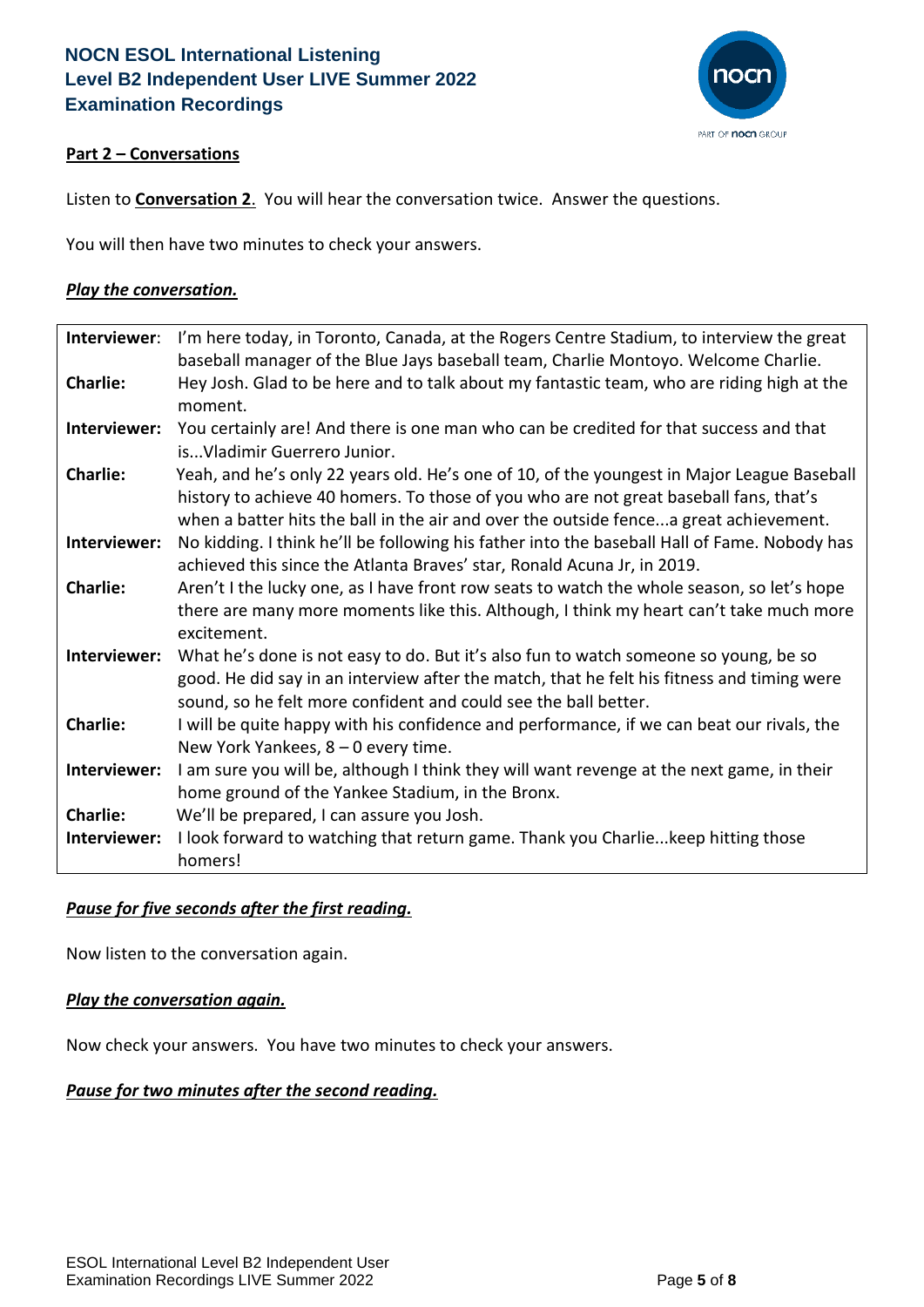**Part 2 – Conversations**

Listen to **Conversation 2**. You will hear the conversation twice. Answer the questions.

You will then have two minutes to check your answers.

***Play the conversation.***

| | |
|---|---|
| **Interviewer**: | I'm here today, in Toronto, Canada, at the Rogers Centre Stadium, to interview the great baseball manager of the Blue Jays baseball team, Charlie Montoyo. Welcome Charlie. |
| **Charlie:** | Hey Josh. Glad to be here and to talk about my fantastic team, who are riding high at the moment. |
| **Interviewer:** | You certainly are! And there is one man who can be credited for that success and that is...Vladimir Guerrero Junior. |
| **Charlie:** | Yeah, and he's only 22 years old. He's one of 10, of the youngest in Major League Baseball history to achieve 40 homers. To those of you who are not great baseball fans, that's when a batter hits the ball in the air and over the outside fence...a great achievement. |
| **Interviewer:** | No kidding. I think he'll be following his father into the baseball Hall of Fame. Nobody has achieved this since the Atlanta Braves' star, Ronald Acuna Jr, in 2019. |
| **Charlie:** | Aren't I the lucky one, as I have front row seats to watch the whole season, so let's hope there are many more moments like this. Although, I think my heart can't take much more excitement. |
| **Interviewer:** | What he's done is not easy to do. But it's also fun to watch someone so young, be so good. He did say in an interview after the match, that he felt his fitness and timing were sound, so he felt more confident and could see the ball better. |
| **Charlie:** | I will be quite happy with his confidence and performance, if we can beat our rivals, the New York Yankees, 8 – 0 every time. |
| **Interviewer:** | I am sure you will be, although I think they will want revenge at the next game, in their home ground of the Yankee Stadium, in the Bronx. |
| **Charlie:** | We'll be prepared, I can assure you Josh. |
| **Interviewer:** | I look forward to watching that return game. Thank you Charlie...keep hitting those homers! |

***Pause for five seconds after the first reading.***

Now listen to the conversation again.

***Play the conversation again.***

Now check your answers. You have two minutes to check your answers.

***Pause for two minutes after the second reading.***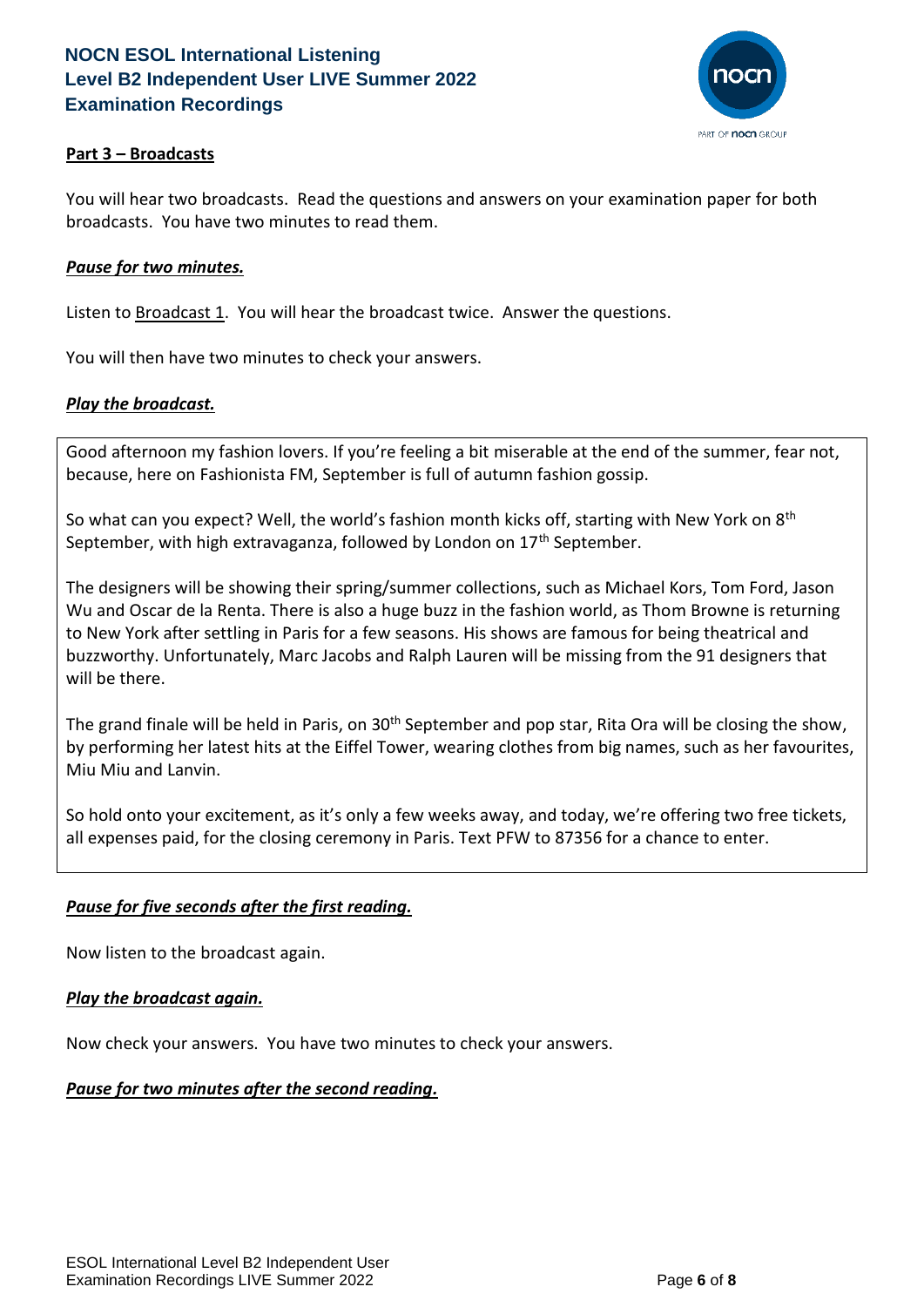## NOCN ESOL International Listening
## Level B2 Independent User LIVE Summer 2022
## Examination Recordings

**Part 3 – Broadcasts**

You will hear two broadcasts. Read the questions and answers on your examination paper for both broadcasts. You have two minutes to read them.

***Pause for two minutes.***

Listen to Broadcast 1. You will hear the broadcast twice. Answer the questions.

You will then have two minutes to check your answers.

***Play the broadcast.***

Good afternoon my fashion lovers. If you're feeling a bit miserable at the end of the summer, fear not, because, here on Fashionista FM, September is full of autumn fashion gossip.

So what can you expect? Well, the world's fashion month kicks off, starting with New York on 8th September, with high extravaganza, followed by London on 17th September.

The designers will be showing their spring/summer collections, such as Michael Kors, Tom Ford, Jason Wu and Oscar de la Renta. There is also a huge buzz in the fashion world, as Thom Browne is returning to New York after settling in Paris for a few seasons. His shows are famous for being theatrical and buzzworthy. Unfortunately, Marc Jacobs and Ralph Lauren will be missing from the 91 designers that will be there.

The grand finale will be held in Paris, on 30th September and pop star, Rita Ora will be closing the show, by performing her latest hits at the Eiffel Tower, wearing clothes from big names, such as her favourites, Miu Miu and Lanvin.

So hold onto your excitement, as it's only a few weeks away, and today, we're offering two free tickets, all expenses paid, for the closing ceremony in Paris. Text PFW to 87356 for a chance to enter.

***Pause for five seconds after the first reading.***

Now listen to the broadcast again.

***Play the broadcast again.***

Now check your answers. You have two minutes to check your answers.

***Pause for two minutes after the second reading.***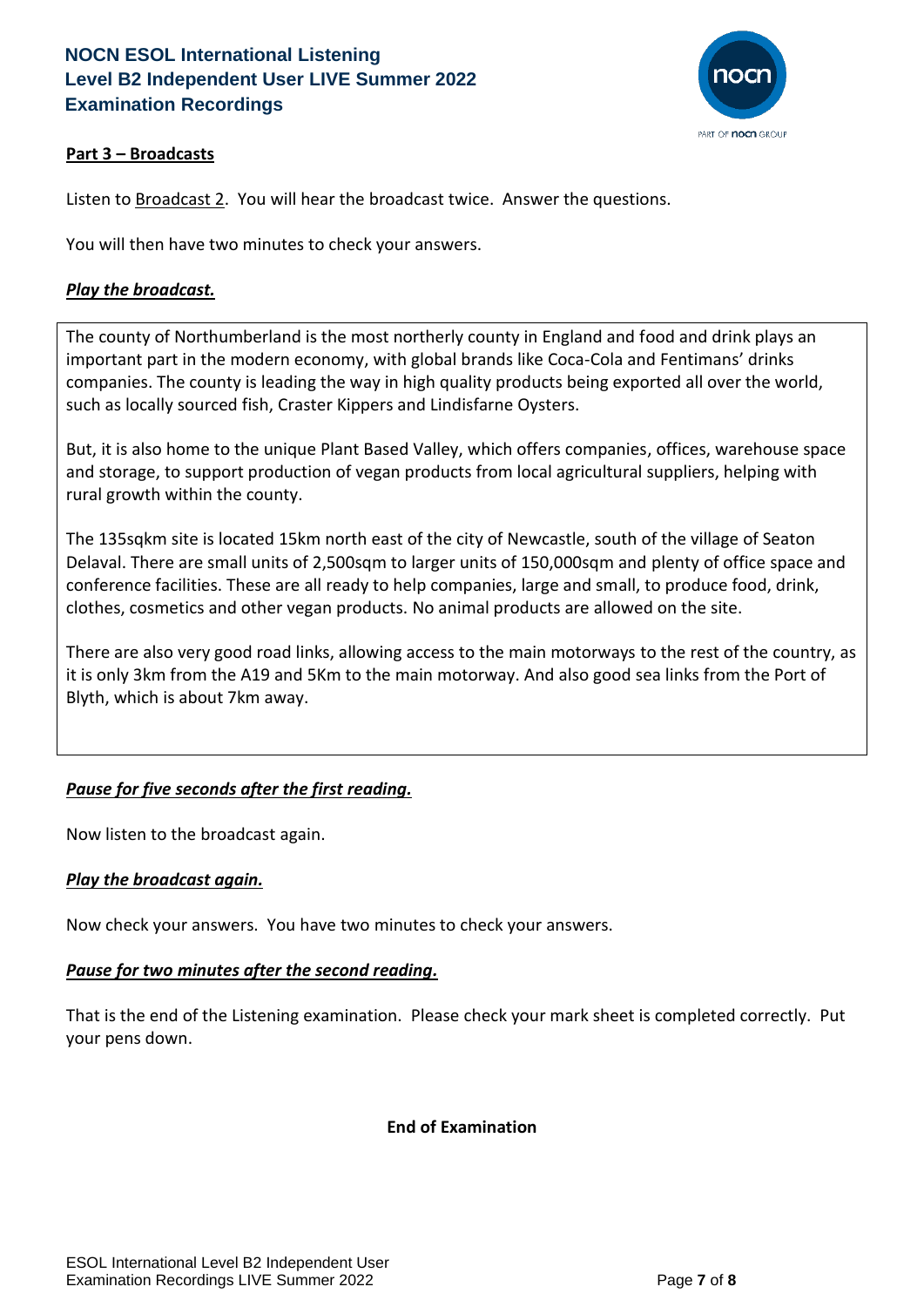## Part 3 – Broadcasts

Listen to Broadcast 2. You will hear the broadcast twice. Answer the questions.

You will then have two minutes to check your answers.

***Play the broadcast.***

The county of Northumberland is the most northerly county in England and food and drink plays an important part in the modern economy, with global brands like Coca-Cola and Fentimans' drinks companies. The county is leading the way in high quality products being exported all over the world, such as locally sourced fish, Craster Kippers and Lindisfarne Oysters.

But, it is also home to the unique Plant Based Valley, which offers companies, offices, warehouse space and storage, to support production of vegan products from local agricultural suppliers, helping with rural growth within the county.

The 135sqkm site is located 15km north east of the city of Newcastle, south of the village of Seaton Delaval. There are small units of 2,500sqm to larger units of 150,000sqm and plenty of office space and conference facilities. These are all ready to help companies, large and small, to produce food, drink, clothes, cosmetics and other vegan products. No animal products are allowed on the site.

There are also very good road links, allowing access to the main motorways to the rest of the country, as it is only 3km from the A19 and 5Km to the main motorway. And also good sea links from the Port of Blyth, which is about 7km away.

***Pause for five seconds after the first reading.***

Now listen to the broadcast again.

***Play the broadcast again.***

Now check your answers. You have two minutes to check your answers.

***Pause for two minutes after the second reading.***

That is the end of the Listening examination. Please check your mark sheet is completed correctly. Put your pens down.

**End of Examination**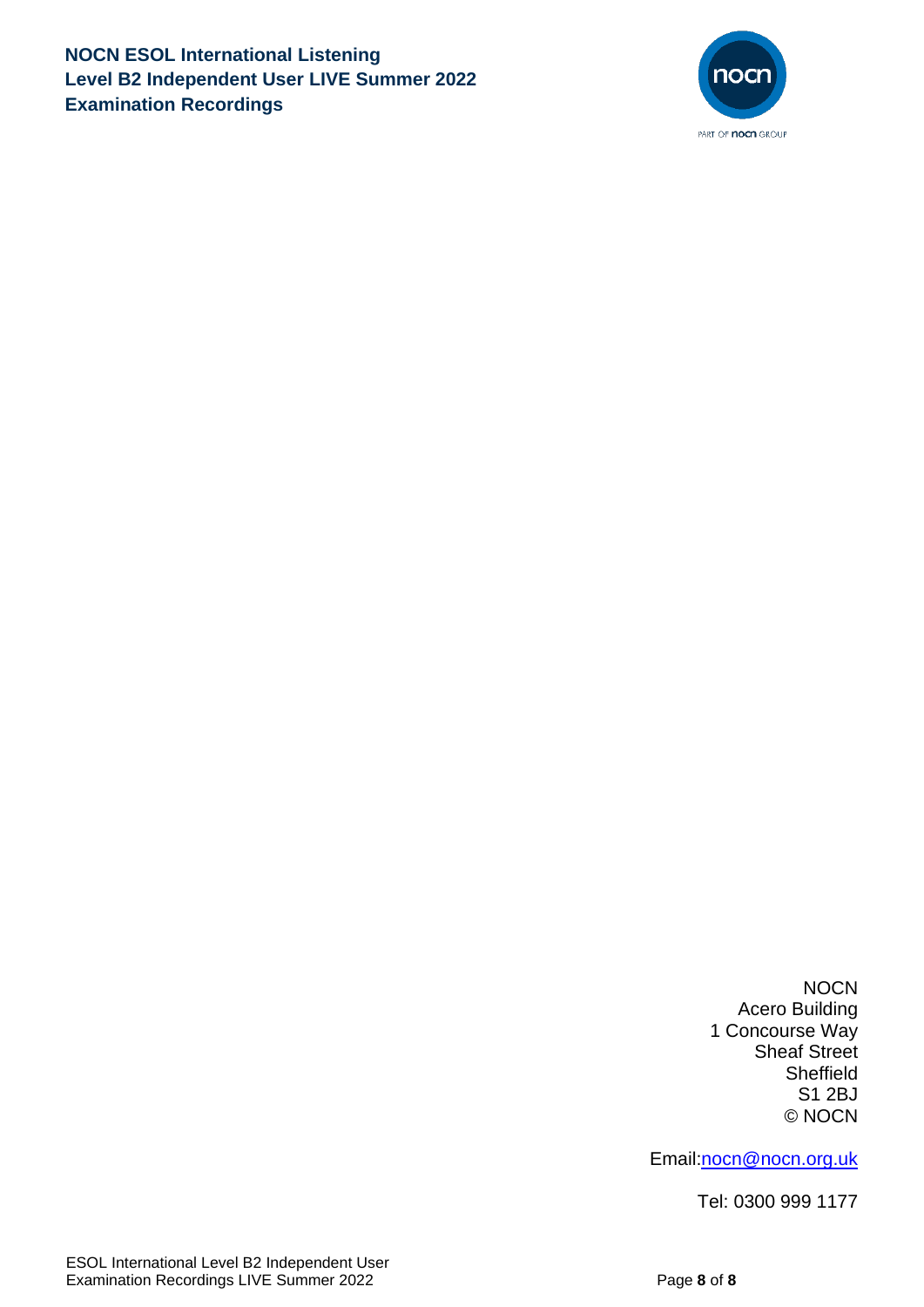NOCN
Acero Building
1 Concourse Way
Sheaf Street
Sheffield
S1 2BJ
© NOCN

Email:nocn@nocn.org.uk

Tel: 0300 999 1177